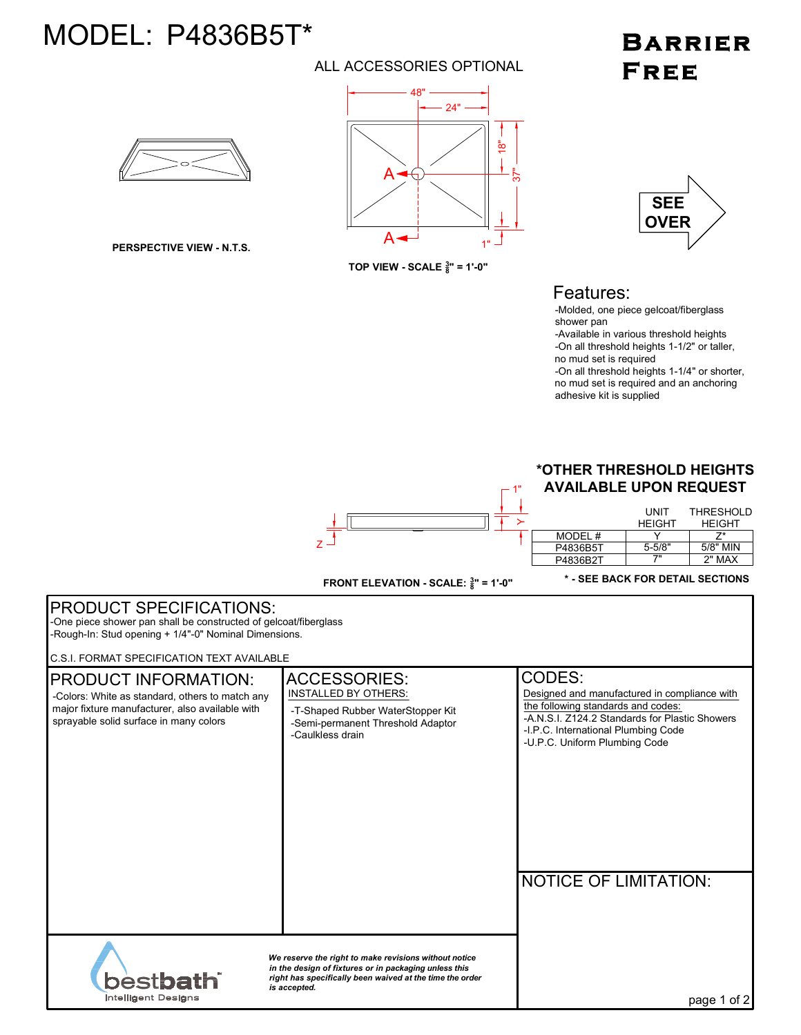# MODEL: P4836B5T*

**BARRIER FREE**

ALL ACCESSORIES OPTIONAL

48"
24"
18"
37"
1"
A
A

**PERSPECTIVE VIEW - N.T.S.**

**TOP VIEW - SCALE $\frac{3}{8}$" = 1'-0"**

**SEE OVER**

## Features:

- Molded, one piece gelcoat/fiberglass shower pan
- Available in various threshold heights
- On all threshold heights 1-1/2" or taller, no mud set is required
- On all threshold heights 1-1/4" or shorter, no mud set is required and an anchoring adhesive kit is supplied

**\*OTHER THRESHOLD HEIGHTS AVAILABLE UPON REQUEST**

1"
Y
Z

| MODEL # | UNIT HEIGHT Y | THRESHOLD HEIGHT Z* |
|---|---|---|
| P4836B5T | 5-5/8" | 5/8" MIN |
| P4836B2T | 7" | 2" MAX |

**FRONT ELEVATION - SCALE: $\frac{3}{8}$" = 1'-0"**

**\* - SEE BACK FOR DETAIL SECTIONS**

## PRODUCT SPECIFICATIONS:

- One piece shower pan shall be constructed of gelcoat/fiberglass
- Rough-In: Stud opening + 1/4"-0" Nominal Dimensions.

C.S.I. FORMAT SPECIFICATION TEXT AVAILABLE

## PRODUCT INFORMATION:

- Colors: White as standard, others to match any major fixture manufacturer, also available with sprayable solid surface in many colors

## ACCESSORIES:

INSTALLED BY OTHERS:

- T-Shaped Rubber WaterStopper Kit
- Semi-permanent Threshold Adaptor
- Caulkless drain

## CODES:

Designed and manufactured in compliance with the following standards and codes:

- A.N.S.I. Z124.2 Standards for Plastic Showers
- I.P.C. International Plumbing Code
- U.P.C. Uniform Plumbing Code

## NOTICE OF LIMITATION:

bestbath
Intelligent Designs

*We reserve the right to make revisions without notice in the design of fixtures or in packaging unless this right has specifically been waived at the time the order is accepted.*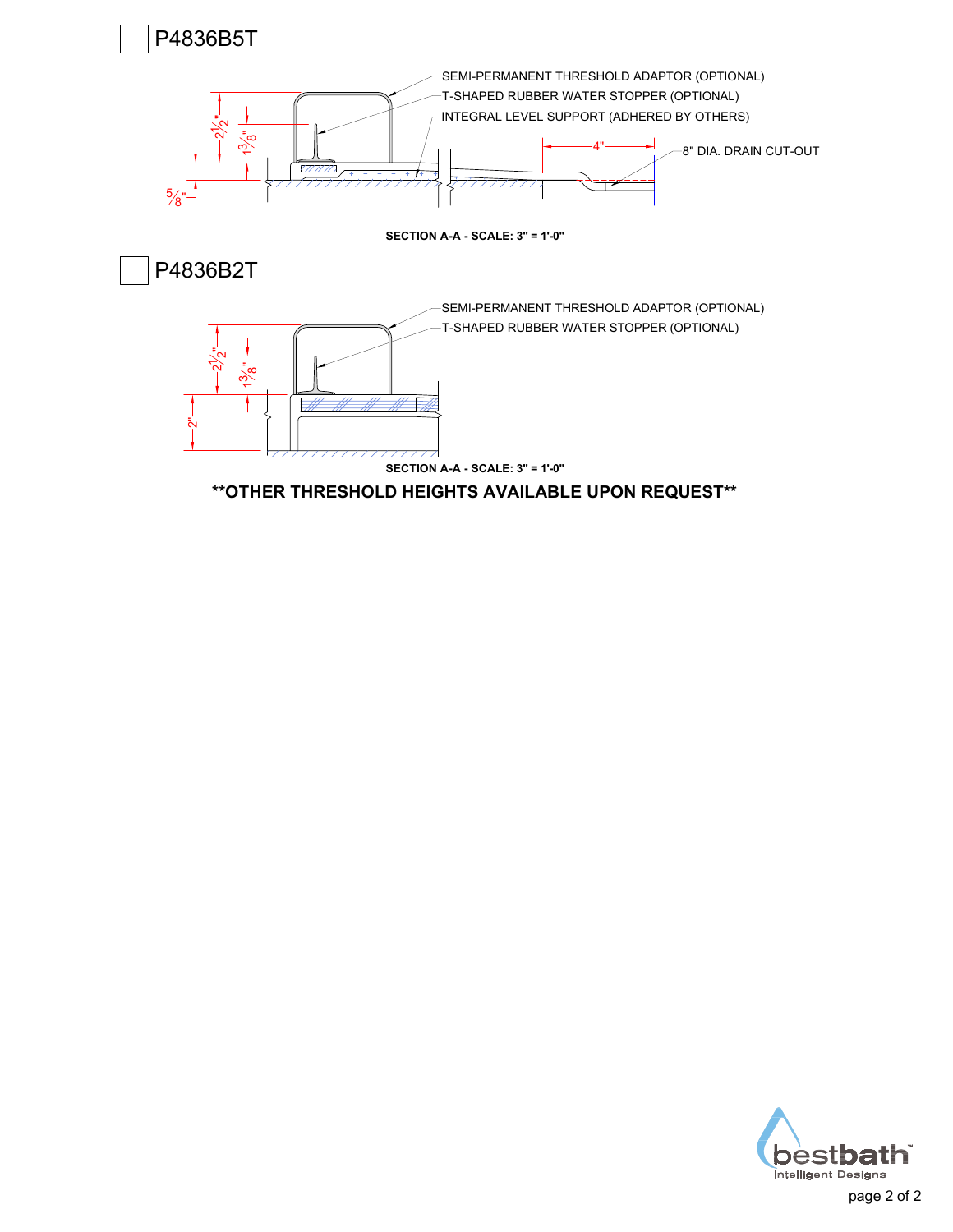## P4836B5T

SEMI-PERMANENT THRESHOLD ADAPTOR (OPTIONAL)
T-SHAPED RUBBER WATER STOPPER (OPTIONAL)
INTEGRAL LEVEL SUPPORT (ADHERED BY OTHERS)
8" DIA. DRAIN CUT-OUT

2½"
1⅜"
⅝"
4"

**SECTION A-A - SCALE: 3" = 1'-0"**

## P4836B2T

SEMI-PERMANENT THRESHOLD ADAPTOR (OPTIONAL)
T-SHAPED RUBBER WATER STOPPER (OPTIONAL)

2½"
1⅜"
2"

**SECTION A-A - SCALE: 3" = 1'-0"**

**\*\*OTHER THRESHOLD HEIGHTS AVAILABLE UPON REQUEST\*\***

bestbath
Intelligent Designs